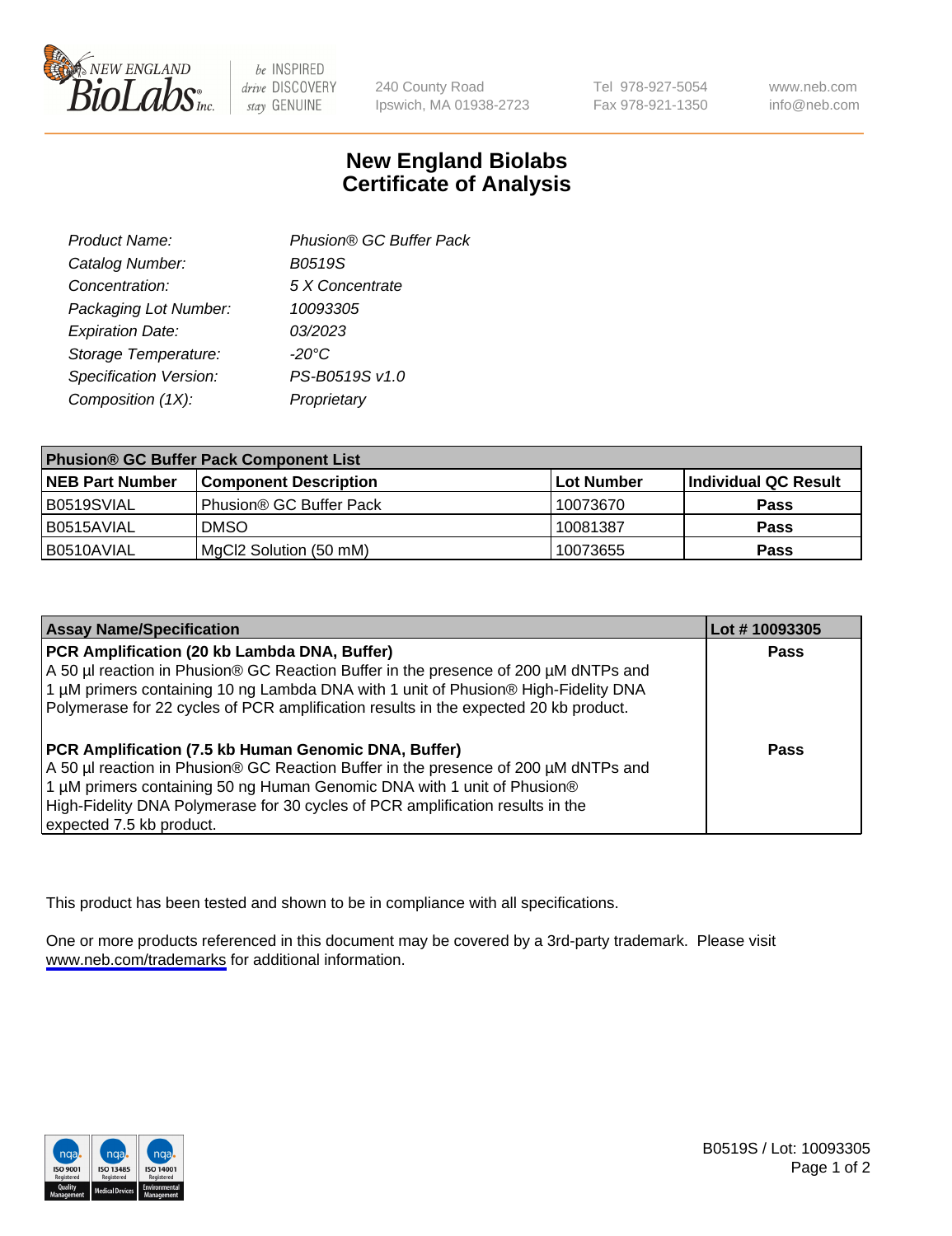# New England Biolabs Certificate of Analysis

| | |
|---|---|
| *Product Name:* | *Phusion® GC Buffer Pack* |
| *Catalog Number:* | *B0519S* |
| *Concentration:* | *5 X Concentrate* |
| *Packaging Lot Number:* | *10093305* |
| *Expiration Date:* | *03/2023* |
| *Storage Temperature:* | *-20°C* |
| *Specification Version:* | *PS-B0519S v1.0* |
| *Composition (1X):* | *Proprietary* |

| **Phusion® GC Buffer Pack Component List** | | | |
|---|---|---|---|
| **NEB Part Number** | **Component Description** | **Lot Number** | **Individual QC Result** |
| B0519SVIAL | Phusion® GC Buffer Pack | 10073670 | **Pass** |
| B0515AVIAL | DMSO | 10081387 | **Pass** |
| B0510AVIAL | MgCl2 Solution (50 mM) | 10073655 | **Pass** |

| **Assay Name/Specification** | **Lot # 10093305** |
|---|---|
| **PCR Amplification (20 kb Lambda DNA, Buffer)** A 50 µl reaction in Phusion® GC Reaction Buffer in the presence of 200 µM dNTPs and 1 µM primers containing 10 ng Lambda DNA with 1 unit of Phusion® High-Fidelity DNA Polymerase for 22 cycles of PCR amplification results in the expected 20 kb product. | **Pass** |
| **PCR Amplification (7.5 kb Human Genomic DNA, Buffer)** A 50 µl reaction in Phusion® GC Reaction Buffer in the presence of 200 µM dNTPs and 1 µM primers containing 50 ng Human Genomic DNA with 1 unit of Phusion® High-Fidelity DNA Polymerase for 30 cycles of PCR amplification results in the expected 7.5 kb product. | **Pass** |

This product has been tested and shown to be in compliance with all specifications.

One or more products referenced in this document may be covered by a 3rd-party trademark. Please visit www.neb.com/trademarks for additional information.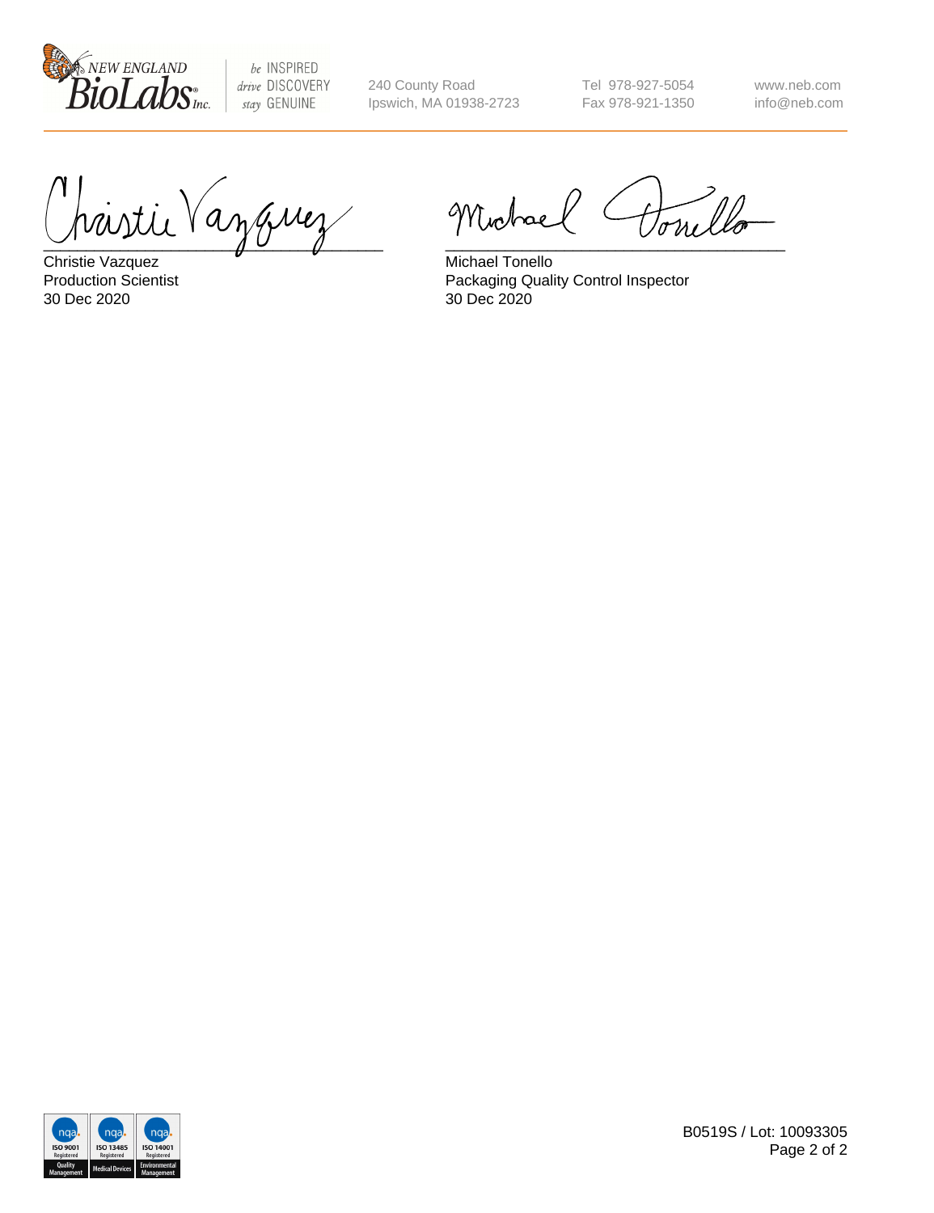Christie Vazquez
Production Scientist
30 Dec 2020

Michael Tonello
Packaging Quality Control Inspector
30 Dec 2020